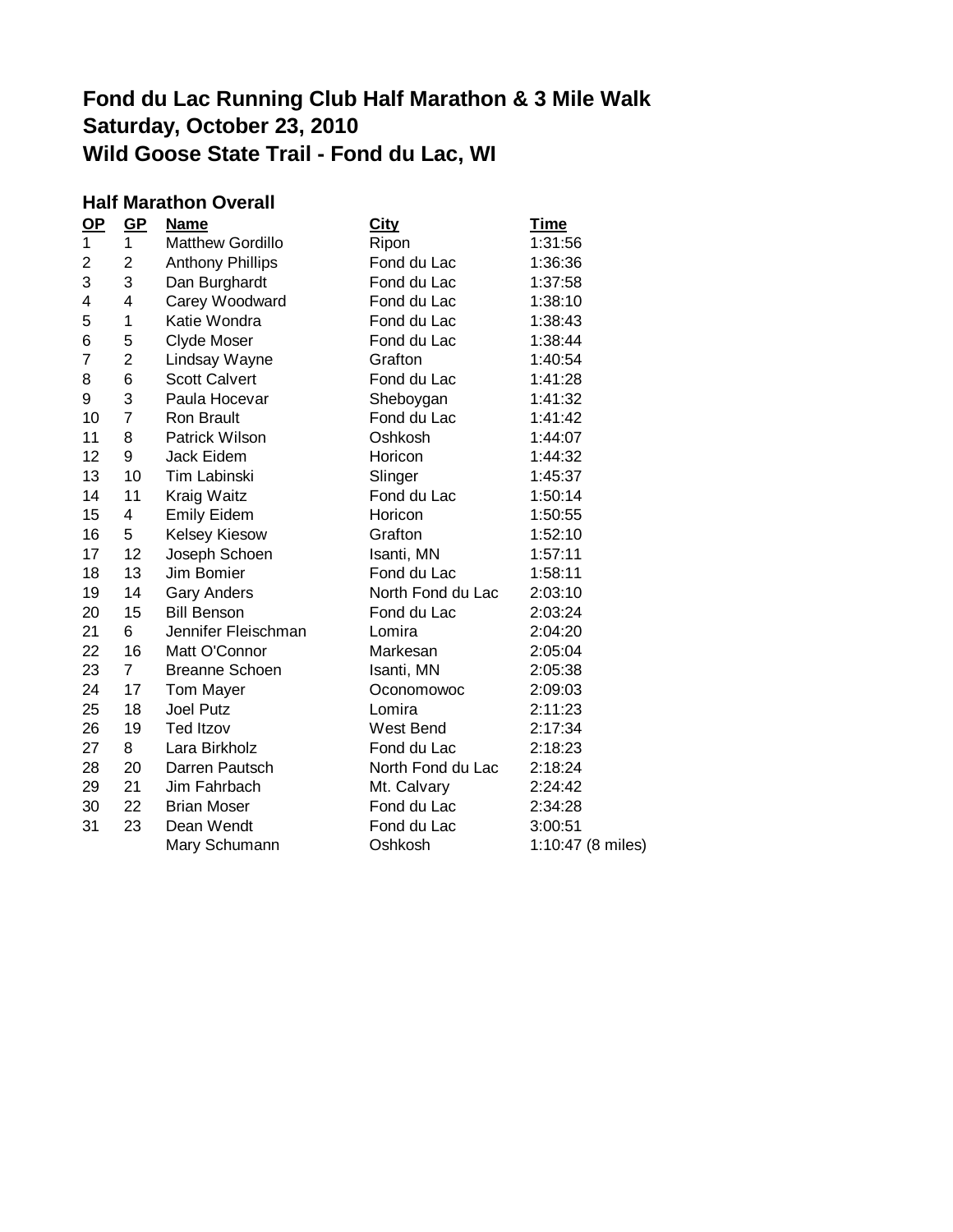# Fond du Lac Running Club Half Marathon & 3 Mile Walk
# Saturday, October 23, 2010
# Wild Goose State Trail - Fond du Lac, WI

### Half Marathon Overall

| OP | GP | Name | City | Time |
|---|---|---|---|---|
| 1 | 1 | Matthew Gordillo | Ripon | 1:31:56 |
| 2 | 2 | Anthony Phillips | Fond du Lac | 1:36:36 |
| 3 | 3 | Dan Burghardt | Fond du Lac | 1:37:58 |
| 4 | 4 | Carey Woodward | Fond du Lac | 1:38:10 |
| 5 | 1 | Katie Wondra | Fond du Lac | 1:38:43 |
| 6 | 5 | Clyde Moser | Fond du Lac | 1:38:44 |
| 7 | 2 | Lindsay Wayne | Grafton | 1:40:54 |
| 8 | 6 | Scott Calvert | Fond du Lac | 1:41:28 |
| 9 | 3 | Paula Hocevar | Sheboygan | 1:41:32 |
| 10 | 7 | Ron Brault | Fond du Lac | 1:41:42 |
| 11 | 8 | Patrick Wilson | Oshkosh | 1:44:07 |
| 12 | 9 | Jack Eidem | Horicon | 1:44:32 |
| 13 | 10 | Tim Labinski | Slinger | 1:45:37 |
| 14 | 11 | Kraig Waitz | Fond du Lac | 1:50:14 |
| 15 | 4 | Emily Eidem | Horicon | 1:50:55 |
| 16 | 5 | Kelsey Kiesow | Grafton | 1:52:10 |
| 17 | 12 | Joseph Schoen | Isanti, MN | 1:57:11 |
| 18 | 13 | Jim Bomier | Fond du Lac | 1:58:11 |
| 19 | 14 | Gary Anders | North Fond du Lac | 2:03:10 |
| 20 | 15 | Bill Benson | Fond du Lac | 2:03:24 |
| 21 | 6 | Jennifer Fleischman | Lomira | 2:04:20 |
| 22 | 16 | Matt O'Connor | Markesan | 2:05:04 |
| 23 | 7 | Breanne Schoen | Isanti, MN | 2:05:38 |
| 24 | 17 | Tom Mayer | Oconomowoc | 2:09:03 |
| 25 | 18 | Joel Putz | Lomira | 2:11:23 |
| 26 | 19 | Ted Itzov | West Bend | 2:17:34 |
| 27 | 8 | Lara Birkholz | Fond du Lac | 2:18:23 |
| 28 | 20 | Darren Pautsch | North Fond du Lac | 2:18:24 |
| 29 | 21 | Jim Fahrbach | Mt. Calvary | 2:24:42 |
| 30 | 22 | Brian Moser | Fond du Lac | 2:34:28 |
| 31 | 23 | Dean Wendt | Fond du Lac | 3:00:51 |
| | | Mary Schumann | Oshkosh | 1:10:47 (8 miles) |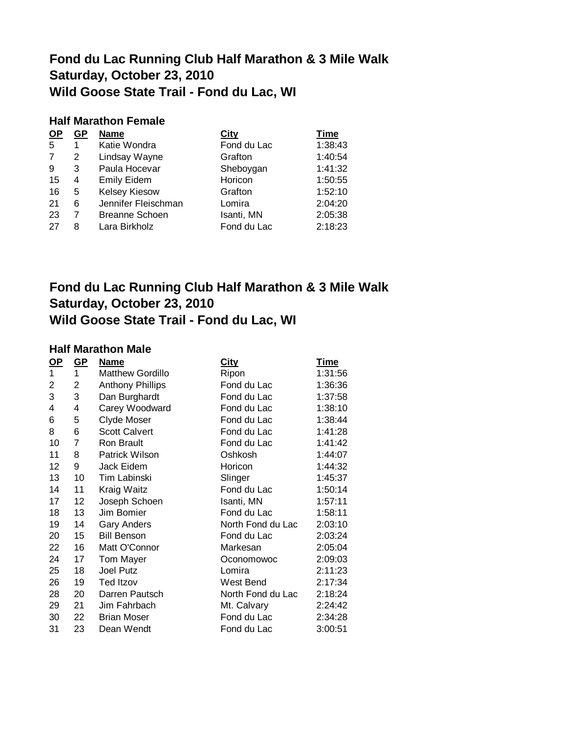# Fond du Lac Running Club Half Marathon & 3 Mile Walk
# Saturday, October 23, 2010
# Wild Goose State Trail - Fond du Lac, WI

### Half Marathon Female

| OP | GP | Name | City | Time |
|---|---|---|---|---|
| 5 | 1 | Katie Wondra | Fond du Lac | 1:38:43 |
| 7 | 2 | Lindsay Wayne | Grafton | 1:40:54 |
| 9 | 3 | Paula Hocevar | Sheboygan | 1:41:32 |
| 15 | 4 | Emily Eidem | Horicon | 1:50:55 |
| 16 | 5 | Kelsey Kiesow | Grafton | 1:52:10 |
| 21 | 6 | Jennifer Fleischman | Lomira | 2:04:20 |
| 23 | 7 | Breanne Schoen | Isanti, MN | 2:05:38 |
| 27 | 8 | Lara Birkholz | Fond du Lac | 2:18:23 |

# Fond du Lac Running Club Half Marathon & 3 Mile Walk
# Saturday, October 23, 2010
# Wild Goose State Trail - Fond du Lac, WI

### Half Marathon Male

| OP | GP | Name | City | Time |
|---|---|---|---|---|
| 1 | 1 | Matthew Gordillo | Ripon | 1:31:56 |
| 2 | 2 | Anthony Phillips | Fond du Lac | 1:36:36 |
| 3 | 3 | Dan Burghardt | Fond du Lac | 1:37:58 |
| 4 | 4 | Carey Woodward | Fond du Lac | 1:38:10 |
| 6 | 5 | Clyde Moser | Fond du Lac | 1:38:44 |
| 8 | 6 | Scott Calvert | Fond du Lac | 1:41:28 |
| 10 | 7 | Ron Brault | Fond du Lac | 1:41:42 |
| 11 | 8 | Patrick Wilson | Oshkosh | 1:44:07 |
| 12 | 9 | Jack Eidem | Horicon | 1:44:32 |
| 13 | 10 | Tim Labinski | Slinger | 1:45:37 |
| 14 | 11 | Kraig Waitz | Fond du Lac | 1:50:14 |
| 17 | 12 | Joseph Schoen | Isanti, MN | 1:57:11 |
| 18 | 13 | Jim Bomier | Fond du Lac | 1:58:11 |
| 19 | 14 | Gary Anders | North Fond du Lac | 2:03:10 |
| 20 | 15 | Bill Benson | Fond du Lac | 2:03:24 |
| 22 | 16 | Matt O'Connor | Markesan | 2:05:04 |
| 24 | 17 | Tom Mayer | Oconomowoc | 2:09:03 |
| 25 | 18 | Joel Putz | Lomira | 2:11:23 |
| 26 | 19 | Ted Itzov | West Bend | 2:17:34 |
| 28 | 20 | Darren Pautsch | North Fond du Lac | 2:18:24 |
| 29 | 21 | Jim Fahrbach | Mt. Calvary | 2:24:42 |
| 30 | 22 | Brian Moser | Fond du Lac | 2:34:28 |
| 31 | 23 | Dean Wendt | Fond du Lac | 3:00:51 |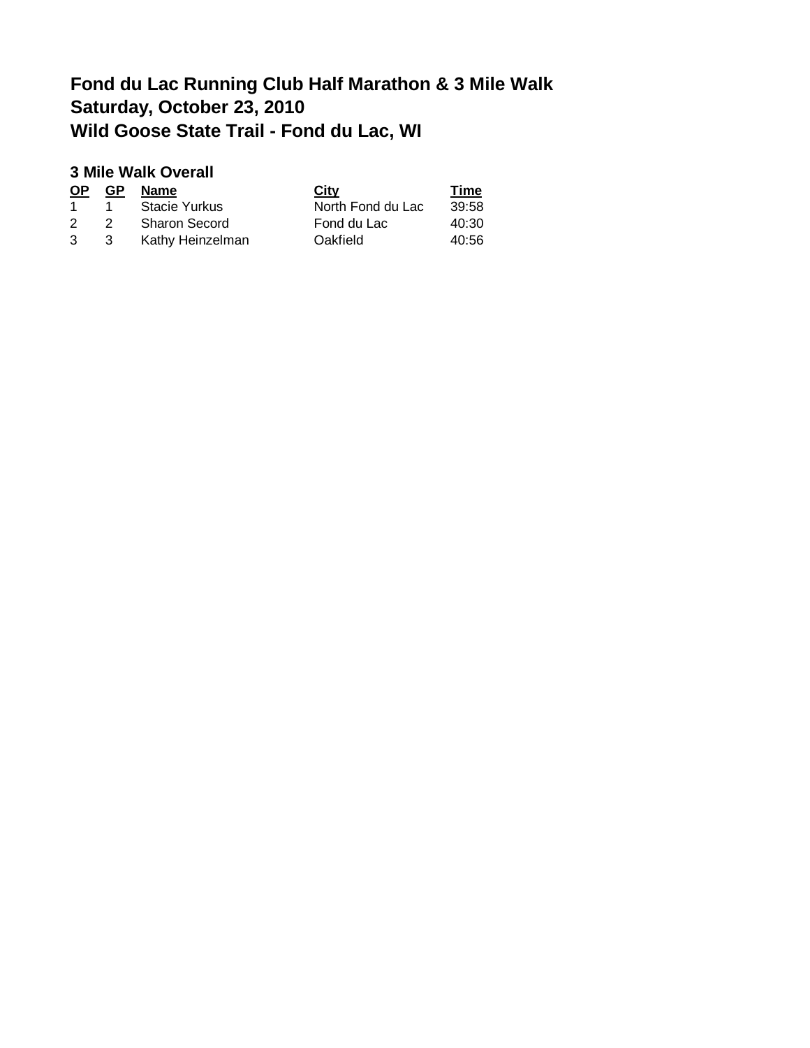# Fond du Lac Running Club Half Marathon & 3 Mile Walk
# Saturday, October 23, 2010
# Wild Goose State Trail - Fond du Lac, WI

### 3 Mile Walk Overall

| OP | GP | Name | City | Time |
|---|---|---|---|---|
| 1 | 1 | Stacie Yurkus | North Fond du Lac | 39:58 |
| 2 | 2 | Sharon Secord | Fond du Lac | 40:30 |
| 3 | 3 | Kathy Heinzelman | Oakfield | 40:56 |